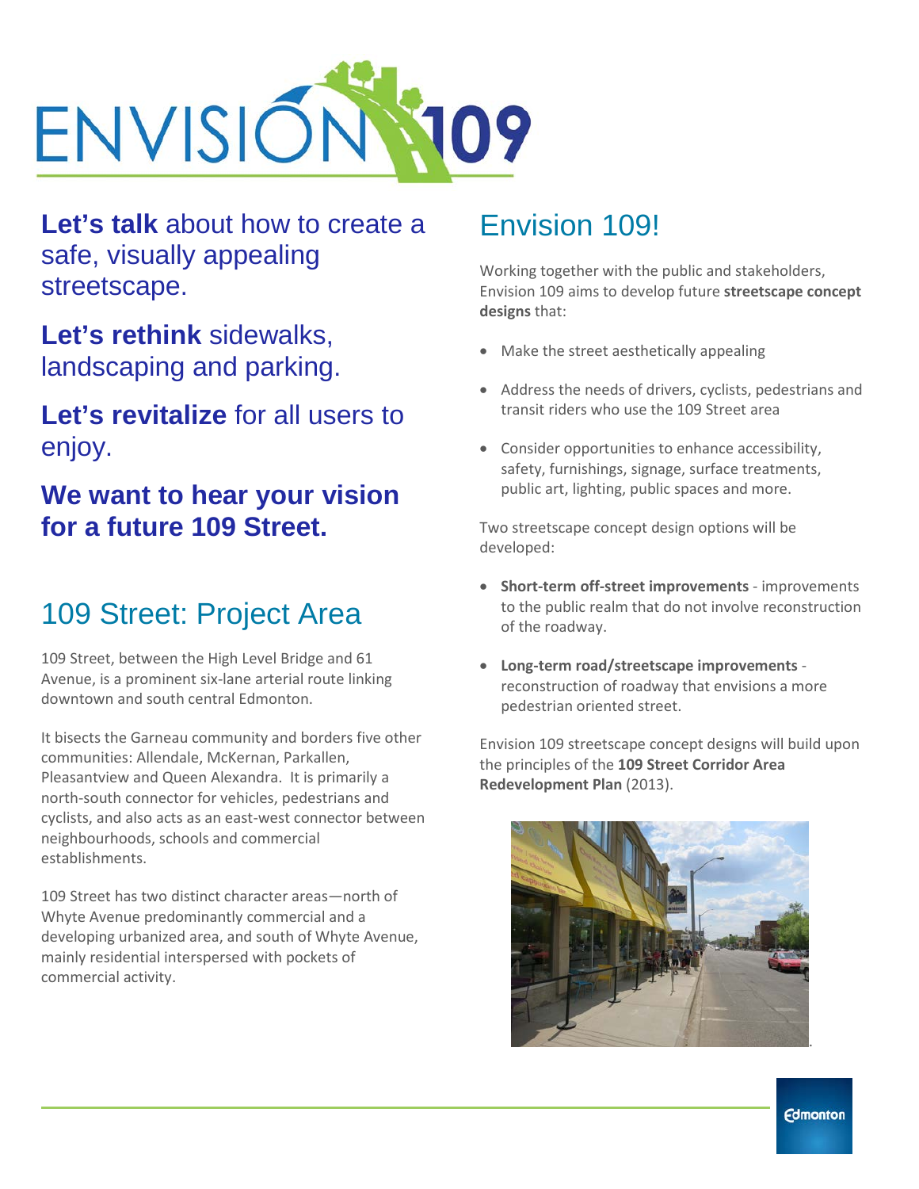# ENVISION 109

**Let's talk** about how to create a safe, visually appealing streetscape.

**Let's rethink** sidewalks, landscaping and parking.

**Let's revitalize** for all users to enjoy.

**We want to hear your vision for a future 109 Street.**

## 109 Street: Project Area

109 Street, between the High Level Bridge and 61 Avenue, is a prominent six-lane arterial route linking downtown and south central Edmonton.

It bisects the Garneau community and borders five other communities: Allendale, McKernan, Parkallen, Pleasantview and Queen Alexandra. It is primarily a north-south connector for vehicles, pedestrians and cyclists, and also acts as an east-west connector between neighbourhoods, schools and commercial establishments.

109 Street has two distinct character areas—north of Whyte Avenue predominantly commercial and a developing urbanized area, and south of Whyte Avenue, mainly residential interspersed with pockets of commercial activity.

## Envision 109!

Working together with the public and stakeholders, Envision 109 aims to develop future **streetscape concept designs** that:

- Make the street aesthetically appealing
- Address the needs of drivers, cyclists, pedestrians and transit riders who use the 109 Street area
- Consider opportunities to enhance accessibility, safety, furnishings, signage, surface treatments, public art, lighting, public spaces and more.

Two streetscape concept design options will be developed:

- **Short-term off-street improvements** - improvements to the public realm that do not involve reconstruction of the roadway.
- **Long-term road/streetscape improvements** - reconstruction of roadway that envisions a more pedestrian oriented street.

Envision 109 streetscape concept designs will build upon the principles of the **109 Street Corridor Area Redevelopment Plan** (2013).

Edmonton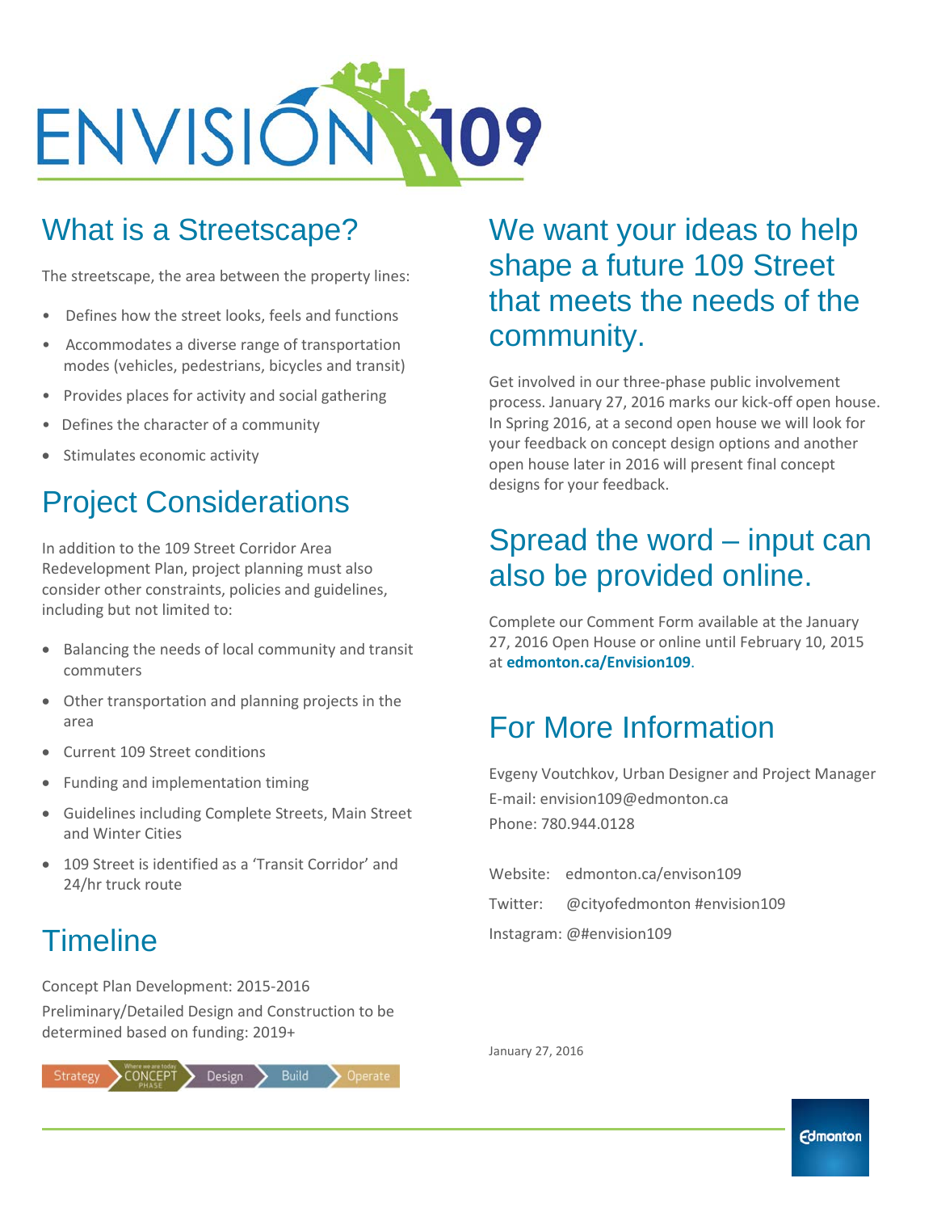# ENVISION 109

## What is a Streetscape?

The streetscape, the area between the property lines:

- Defines how the street looks, feels and functions
- Accommodates a diverse range of transportation modes (vehicles, pedestrians, bicycles and transit)
- Provides places for activity and social gathering
- Defines the character of a community
- Stimulates economic activity

## Project Considerations

In addition to the 109 Street Corridor Area Redevelopment Plan, project planning must also consider other constraints, policies and guidelines, including but not limited to:

- Balancing the needs of local community and transit commuters
- Other transportation and planning projects in the area
- Current 109 Street conditions
- Funding and implementation timing
- Guidelines including Complete Streets, Main Street and Winter Cities
- 109 Street is identified as a 'Transit Corridor' and 24/hr truck route

## Timeline

Concept Plan Development: 2015-2016

Preliminary/Detailed Design and Construction to be determined based on funding: 2019+

Strategy > Where we are today CONCEPT PHASE > Design > Build > Operate

## We want your ideas to help shape a future 109 Street that meets the needs of the community.

Get involved in our three-phase public involvement process. January 27, 2016 marks our kick-off open house. In Spring 2016, at a second open house we will look for your feedback on concept design options and another open house later in 2016 will present final concept designs for your feedback.

## Spread the word – input can also be provided online.

Complete our Comment Form available at the January 27, 2016 Open House or online until February 10, 2015 at **edmonton.ca/Envision109**.

## For More Information

Evgeny Voutchkov, Urban Designer and Project Manager
E-mail: envision109@edmonton.ca
Phone: 780.944.0128

Website: edmonton.ca/envison109
Twitter: @cityofedmonton #envision109
Instagram: @#envision109

January 27, 2016

Edmonton